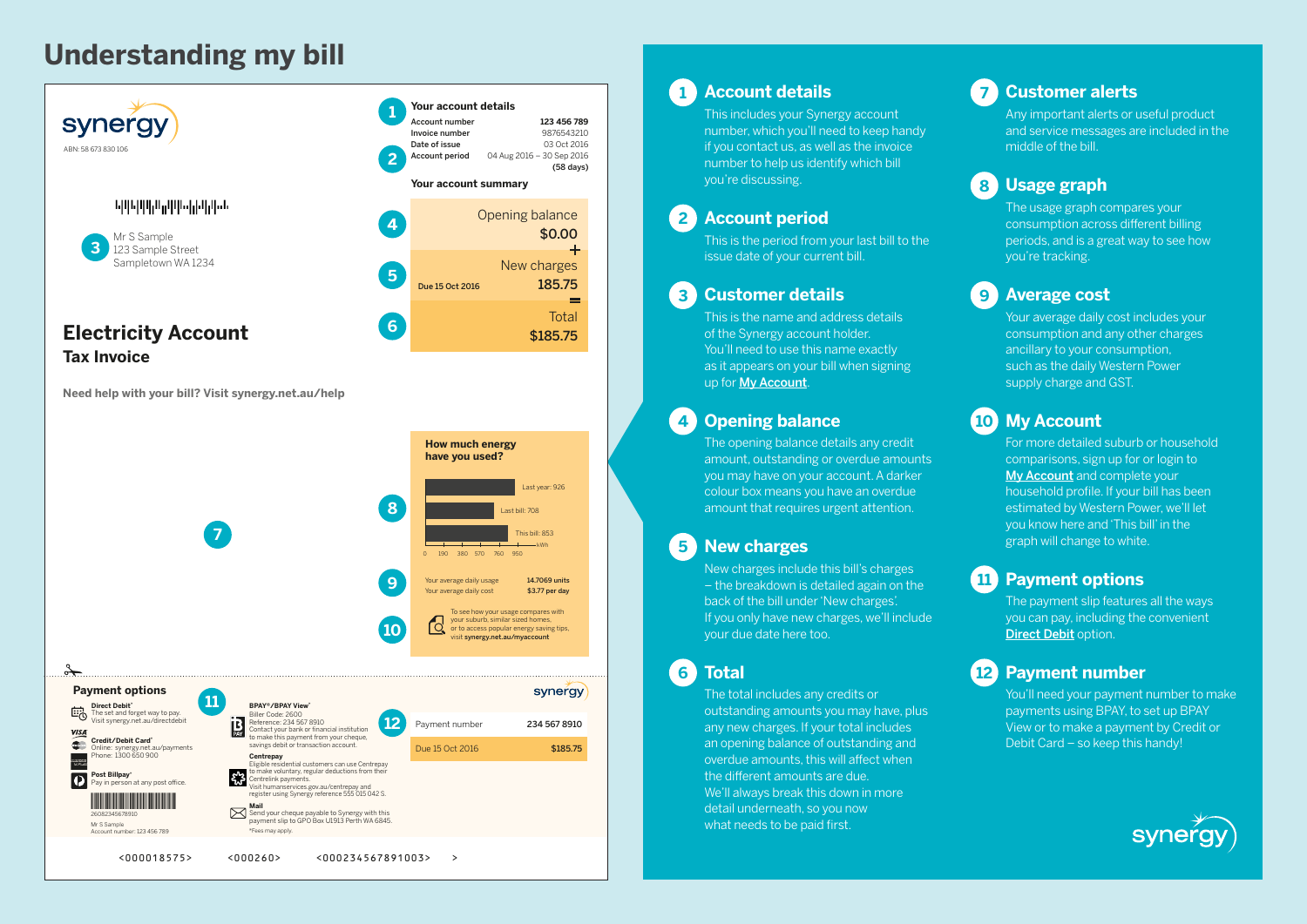# Understanding my bill

**synergy**

ABN: 58 673 830 106

3 Mr S Sample
123 Sample Street
Sampletown WA 1234

## Electricity Account

### Tax Invoice

**Need help with your bill? Visit synergy.net.au/help**

1 **Your account details**

| | |
|---|---|
| Account number | **123 456 789** |
| Invoice number | 9876543210 |
| Date of issue | 03 Oct 2016 |
| Account period | 04 Aug 2016 – 30 Sep 2016 **(58 days)** |

2

**Your account summary**

4 Opening balance **$0.00**

+

5 New charges Due 15 Oct 2016 **185.75**

=

6 Total **$185.75**

7

**How much energy have you used?**

8

| | kWh |
|---|---|
| Last year | 926 |
| Last bill | 708 |
| This bill | 853 |

0 190 380 570 760 950 kWh

9

| | |
|---|---|
| Your average daily usage | **14.7069 units** |
| Your average daily cost | **$3.77 per day** |

10 To see how your usage compares with your suburb, similar sized homes, or to access popular energy saving tips, visit **synergy.net.au/myaccount**

---

**Payment options** 11

**Direct Debit*** The set and forget way to pay. Visit synergy.net.au/directdebit

**Credit/Debit Card*** Online: synergy.net.au/payments Phone: 1300 650 900

**Post Billpay*** Pay in person at any post office.

26082345678910
Mr S Sample
Account number: 123 456 789

**BPAY®/BPAY View*** Biller Code: 2600 Reference: 234 567 8910 Contact your bank or financial institution to make this payment from your cheque, savings debit or transaction account.

**Centrepay** Eligible residential customers can use Centrepay to make voluntary, regular deductions from their Centrelink payments. Visit humanservices.gov.au/centrepay and register using Synergy reference 555 015 042 S.

**Mail** Send your cheque payable to Synergy with this payment slip to GPO Box U1913 Perth WA 6845.

*Fees may apply.

**synergy**

12

| | |
|---|---|
| Payment number | 234 567 8910 |
| Due 15 Oct 2016 | $185.75 |

<000018575> <000260> <000234567891003> >

---

## 1 Account details

This includes your Synergy account number, which you'll need to keep handy if you contact us, as well as the invoice number to help us identify which bill you're discussing.

## 2 Account period

This is the period from your last bill to the issue date of your current bill.

## 3 Customer details

This is the name and address details of the Synergy account holder. You'll need to use this name exactly as it appears on your bill when signing up for My Account.

## 4 Opening balance

The opening balance details any credit amount, outstanding or overdue amounts you may have on your account. A darker colour box means you have an overdue amount that requires urgent attention.

## 5 New charges

New charges include this bill's charges – the breakdown is detailed again on the back of the bill under 'New charges'. If you only have new charges, we'll include your due date here too.

## 6 Total

The total includes any credits or outstanding amounts you may have, plus any new charges. If your total includes an opening balance of outstanding and overdue amounts, this will affect when the different amounts are due. We'll always break this down in more detail underneath, so you now what needs to be paid first.

## 7 Customer alerts

Any important alerts or useful product and service messages are included in the middle of the bill.

## 8 Usage graph

The usage graph compares your consumption across different billing periods, and is a great way to see how you're tracking.

## 9 Average cost

Your average daily cost includes your consumption and any other charges ancillary to your consumption, such as the daily Western Power supply charge and GST.

## 10 My Account

For more detailed suburb or household comparisons, sign up for or login to My Account and complete your household profile. If your bill has been estimated by Western Power, we'll let you know here and 'This bill' in the graph will change to white.

## 11 Payment options

The payment slip features all the ways you can pay, including the convenient Direct Debit option.

## 12 Payment number

You'll need your payment number to make payments using BPAY, to set up BPAY View or to make a payment by Credit or Debit Card – so keep this handy!

**synergy**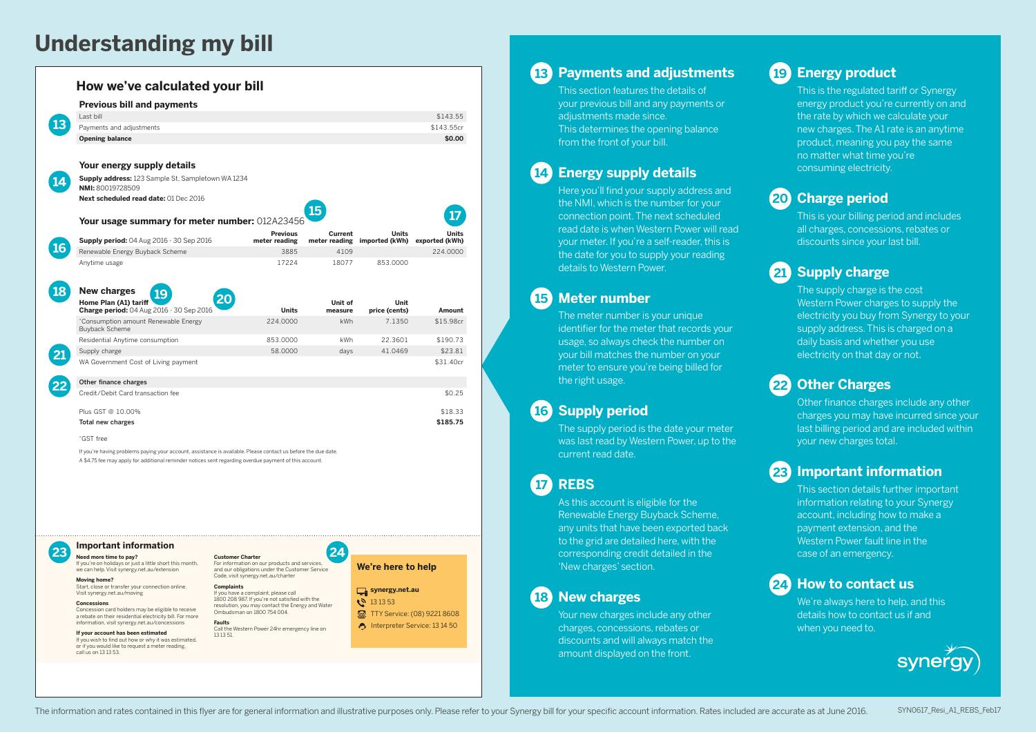# Understanding my bill

## How we've calculated your bill

13

**Previous bill and payments**

| | |
|---|---|
| Last bill | $143.55 |
| Payments and adjustments | $143.55cr |
| **Opening balance** | **$0.00** |

14

**Your energy supply details**

**Supply address:** 123 Sample St, Sampletown WA 1234
**NMI:** 80019728509
**Next scheduled read date:** 01 Dec 2016

15 17

**Your usage summary for meter number:** 012A23456

16

| **Supply period:** 04 Aug 2016 - 30 Sep 2016 | Previous meter reading | Current meter reading | Units imported (kWh) | Units exported (kWh) |
|---|---|---|---|---|
| Renewable Energy Buyback Scheme | 3885 | 4109 | | 224.0000 |
| Anytime usage | 17224 | 18077 | 853.0000 | |

18 19 20

**New charges**

| **Home Plan (A1) tariff** **Charge period:** 04 Aug 2016 - 30 Sep 2016 | Units | Unit of measure | Unit price (cents) | Amount |
|---|---|---|---|---|
| ^Consumption amount Renewable Energy Buyback Scheme | 224.0000 | kWh | 7.1350 | $15.98cr |
| Residential Anytime consumption | 853.0000 | kWh | 22.3601 | $190.73 |
| Supply charge (21) | 58.0000 | days | 41.0469 | $23.81 |
| WA Government Cost of Living payment | | | | $31.40cr |

22

| Other finance charges | |
|---|---|
| Credit/Debit Card transaction fee | $0.25 |
| Plus GST @ 10.00% | $18.33 |
| **Total new charges** | **$185.75** |

^GST free

If you're having problems paying your account, assistance is available. Please contact us before the due date.
A $4.75 fee may apply for additional reminder notices sent regarding overdue payment of this account.

23

**Important information**

**Need more time to pay?**
If you're on holidays or just a little short this month, we can help. Visit synergy.net.au/extension

**Moving home?**
Start, close or transfer your connection online. Visit synergy.net.au/moving

**Concessions**
Concession card holders may be eligible to receive a rebate on their residential electricity bill. For more information, visit synergy.net.au/concessions

**If your account has been estimated**
If you wish to find out how or why it was estimated, or if you would like to request a meter reading, call us on 13 13 53.

**Customer Charter**
For information on our products and services, and our obligations under the Customer Service Code, visit synergy.net.au/charter

**Complaints**
If you have a complaint, please call 1800 208 987. If you're not satisfied with the resolution, you may contact the Energy and Water Ombudsman on 1800 754 004.

**Faults**
Call the Western Power 24hr emergency line on 13 13 51.

24

**We're here to help**

- **synergy.net.au**
- 13 13 53
- TTY Service: (08) 9221 8608
- Interpreter Service: 13 14 50

### 13 Payments and adjustments

This section features the details of your previous bill and any payments or adjustments made since.
This determines the opening balance from the front of your bill.

### 14 Energy supply details

Here you'll find your supply address and the NMI, which is the number for your connection point. The next scheduled read date is when Western Power will read your meter. If you're a self-reader, this is the date for you to supply your reading details to Western Power.

### 15 Meter number

The meter number is your unique identifier for the meter that records your usage, so always check the number on your bill matches the number on your meter to ensure you're being billed for the right usage.

### 16 Supply period

The supply period is the date your meter was last read by Western Power, up to the current read date.

### 17 REBS

As this account is eligible for the Renewable Energy Buyback Scheme, any units that have been exported back to the grid are detailed here, with the corresponding credit detailed in the 'New charges' section.

### 18 New charges

Your new charges include any other charges, concessions, rebates or discounts and will always match the amount displayed on the front.

### 19 Energy product

This is the regulated tariff or Synergy energy product you're currently on and the rate by which we calculate your new charges. The A1 rate is an anytime product, meaning you pay the same no matter what time you're consuming electricity.

### 20 Charge period

This is your billing period and includes all charges, concessions, rebates or discounts since your last bill.

### 21 Supply charge

The supply charge is the cost Western Power charges to supply the electricity you buy from Synergy to your supply address. This is charged on a daily basis and whether you use electricity on that day or not.

### 22 Other Charges

Other finance charges include any other charges you may have incurred since your last billing period and are included within your new charges total.

### 23 Important information

This section details further important information relating to your Synergy account, including how to make a payment extension, and the Western Power fault line in the case of an emergency.

### 24 How to contact us

We're always here to help, and this details how to contact us if and when you need to.

synergy

The information and rates contained in this flyer are for general information and illustrative purposes only. Please refer to your Synergy bill for your specific account information. Rates included are accurate as at June 2016.

SYN0617_Resi_A1_REBS_Feb17